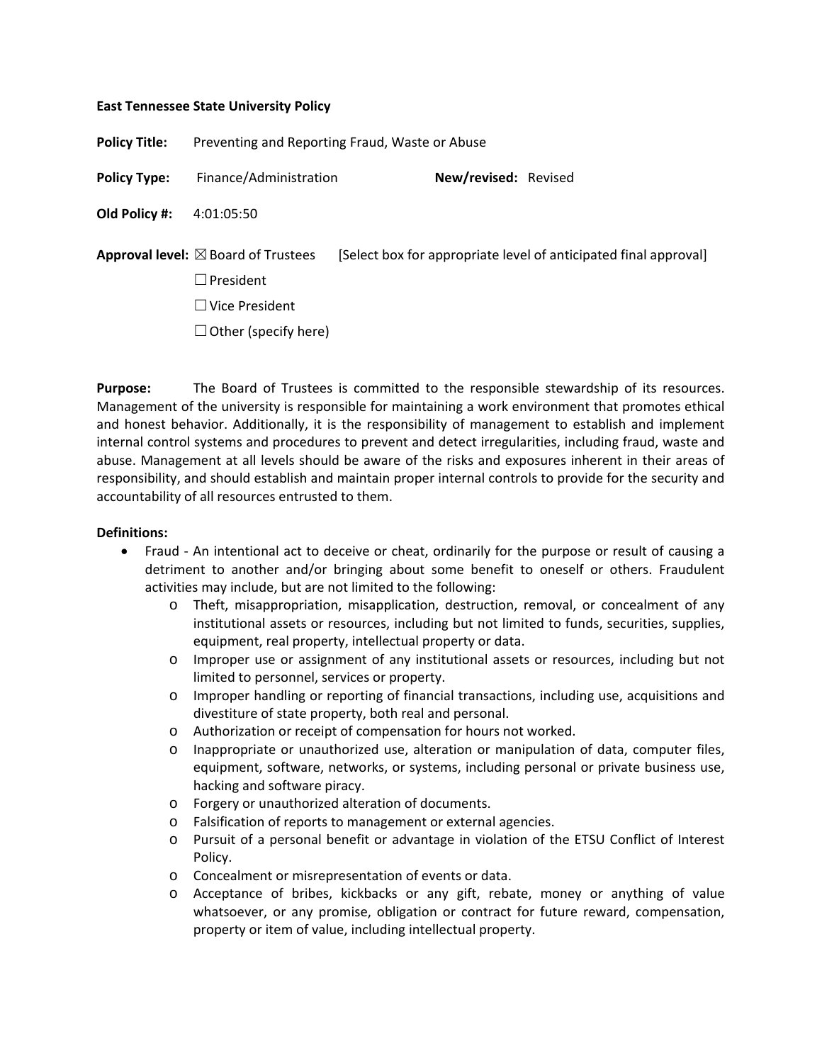**East Tennessee State University Policy**

**Policy Title:** Preventing and Reporting Fraud, Waste or Abuse

**Policy Type:** Finance/Administration **New/revised:** Revised

**Old Policy #:** 4:01:05:50

**Approval level:** ☒ Board of Trustees [Select box for appropriate level of anticipated final approval]

☐ President

☐ Vice President

☐ Other (specify here)

**Purpose:** The Board of Trustees is committed to the responsible stewardship of its resources. Management of the university is responsible for maintaining a work environment that promotes ethical and honest behavior. Additionally, it is the responsibility of management to establish and implement internal control systems and procedures to prevent and detect irregularities, including fraud, waste and abuse. Management at all levels should be aware of the risks and exposures inherent in their areas of responsibility, and should establish and maintain proper internal controls to provide for the security and accountability of all resources entrusted to them.

**Definitions:**

- Fraud - An intentional act to deceive or cheat, ordinarily for the purpose or result of causing a detriment to another and/or bringing about some benefit to oneself or others. Fraudulent activities may include, but are not limited to the following:
    - Theft, misappropriation, misapplication, destruction, removal, or concealment of any institutional assets or resources, including but not limited to funds, securities, supplies, equipment, real property, intellectual property or data.
    - Improper use or assignment of any institutional assets or resources, including but not limited to personnel, services or property.
    - Improper handling or reporting of financial transactions, including use, acquisitions and divestiture of state property, both real and personal.
    - Authorization or receipt of compensation for hours not worked.
    - Inappropriate or unauthorized use, alteration or manipulation of data, computer files, equipment, software, networks, or systems, including personal or private business use, hacking and software piracy.
    - Forgery or unauthorized alteration of documents.
    - Falsification of reports to management or external agencies.
    - Pursuit of a personal benefit or advantage in violation of the ETSU Conflict of Interest Policy.
    - Concealment or misrepresentation of events or data.
    - Acceptance of bribes, kickbacks or any gift, rebate, money or anything of value whatsoever, or any promise, obligation or contract for future reward, compensation, property or item of value, including intellectual property.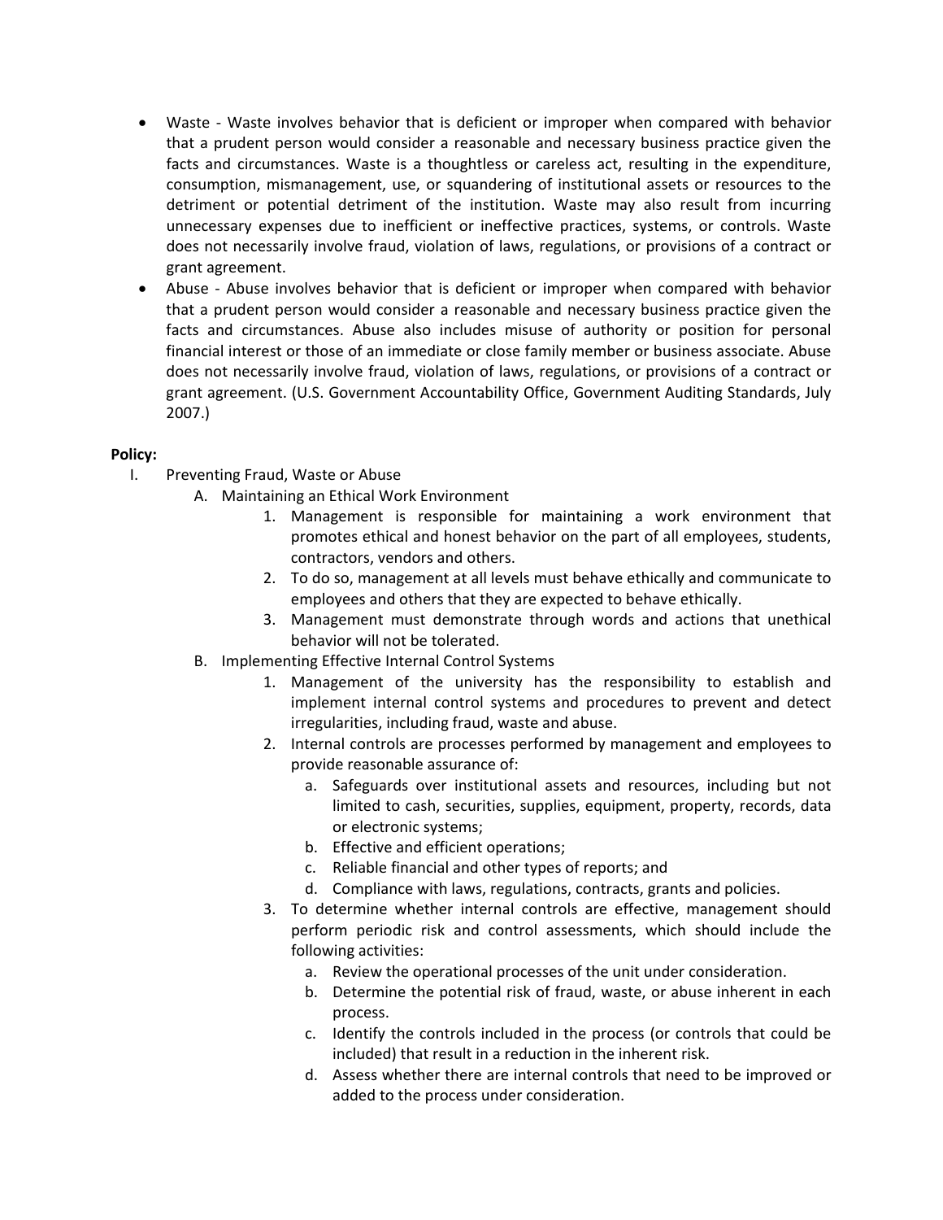- Waste - Waste involves behavior that is deficient or improper when compared with behavior that a prudent person would consider a reasonable and necessary business practice given the facts and circumstances. Waste is a thoughtless or careless act, resulting in the expenditure, consumption, mismanagement, use, or squandering of institutional assets or resources to the detriment or potential detriment of the institution. Waste may also result from incurring unnecessary expenses due to inefficient or ineffective practices, systems, or controls. Waste does not necessarily involve fraud, violation of laws, regulations, or provisions of a contract or grant agreement.
- Abuse - Abuse involves behavior that is deficient or improper when compared with behavior that a prudent person would consider a reasonable and necessary business practice given the facts and circumstances. Abuse also includes misuse of authority or position for personal financial interest or those of an immediate or close family member or business associate. Abuse does not necessarily involve fraud, violation of laws, regulations, or provisions of a contract or grant agreement. (U.S. Government Accountability Office, Government Auditing Standards, July 2007.)

**Policy:**

I. Preventing Fraud, Waste or Abuse

A. Maintaining an Ethical Work Environment

1. Management is responsible for maintaining a work environment that promotes ethical and honest behavior on the part of all employees, students, contractors, vendors and others.
2. To do so, management at all levels must behave ethically and communicate to employees and others that they are expected to behave ethically.
3. Management must demonstrate through words and actions that unethical behavior will not be tolerated.

B. Implementing Effective Internal Control Systems

1. Management of the university has the responsibility to establish and implement internal control systems and procedures to prevent and detect irregularities, including fraud, waste and abuse.
2. Internal controls are processes performed by management and employees to provide reasonable assurance of:
   a. Safeguards over institutional assets and resources, including but not limited to cash, securities, supplies, equipment, property, records, data or electronic systems;
   b. Effective and efficient operations;
   c. Reliable financial and other types of reports; and
   d. Compliance with laws, regulations, contracts, grants and policies.
3. To determine whether internal controls are effective, management should perform periodic risk and control assessments, which should include the following activities:
   a. Review the operational processes of the unit under consideration.
   b. Determine the potential risk of fraud, waste, or abuse inherent in each process.
   c. Identify the controls included in the process (or controls that could be included) that result in a reduction in the inherent risk.
   d. Assess whether there are internal controls that need to be improved or added to the process under consideration.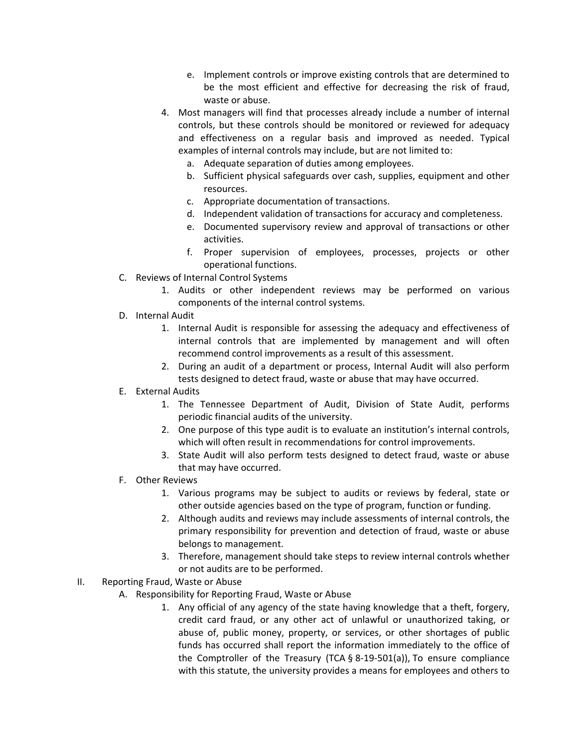e. Implement controls or improve existing controls that are determined to be the most efficient and effective for decreasing the risk of fraud, waste or abuse.

4. Most managers will find that processes already include a number of internal controls, but these controls should be monitored or reviewed for adequacy and effectiveness on a regular basis and improved as needed. Typical examples of internal controls may include, but are not limited to:
   a. Adequate separation of duties among employees.
   b. Sufficient physical safeguards over cash, supplies, equipment and other resources.
   c. Appropriate documentation of transactions.
   d. Independent validation of transactions for accuracy and completeness.
   e. Documented supervisory review and approval of transactions or other activities.
   f. Proper supervision of employees, processes, projects or other operational functions.

C. Reviews of Internal Control Systems
   1. Audits or other independent reviews may be performed on various components of the internal control systems.

D. Internal Audit
   1. Internal Audit is responsible for assessing the adequacy and effectiveness of internal controls that are implemented by management and will often recommend control improvements as a result of this assessment.
   2. During an audit of a department or process, Internal Audit will also perform tests designed to detect fraud, waste or abuse that may have occurred.

E. External Audits
   1. The Tennessee Department of Audit, Division of State Audit, performs periodic financial audits of the university.
   2. One purpose of this type audit is to evaluate an institution's internal controls, which will often result in recommendations for control improvements.
   3. State Audit will also perform tests designed to detect fraud, waste or abuse that may have occurred.

F. Other Reviews
   1. Various programs may be subject to audits or reviews by federal, state or other outside agencies based on the type of program, function or funding.
   2. Although audits and reviews may include assessments of internal controls, the primary responsibility for prevention and detection of fraud, waste or abuse belongs to management.
   3. Therefore, management should take steps to review internal controls whether or not audits are to be performed.

II. Reporting Fraud, Waste or Abuse

A. Responsibility for Reporting Fraud, Waste or Abuse
   1. Any official of any agency of the state having knowledge that a theft, forgery, credit card fraud, or any other act of unlawful or unauthorized taking, or abuse of, public money, property, or services, or other shortages of public funds has occurred shall report the information immediately to the office of the Comptroller of the Treasury (TCA § 8-19-501(a)), To ensure compliance with this statute, the university provides a means for employees and others to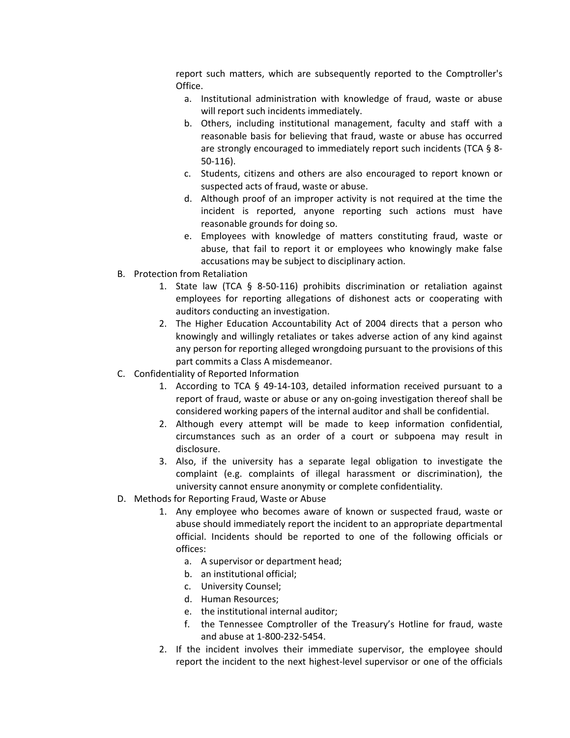report such matters, which are subsequently reported to the Comptroller's Office.

   a. Institutional administration with knowledge of fraud, waste or abuse will report such incidents immediately.
   b. Others, including institutional management, faculty and staff with a reasonable basis for believing that fraud, waste or abuse has occurred are strongly encouraged to immediately report such incidents (TCA § 8-50-116).
   c. Students, citizens and others are also encouraged to report known or suspected acts of fraud, waste or abuse.
   d. Although proof of an improper activity is not required at the time the incident is reported, anyone reporting such actions must have reasonable grounds for doing so.
   e. Employees with knowledge of matters constituting fraud, waste or abuse, that fail to report it or employees who knowingly make false accusations may be subject to disciplinary action.

B. Protection from Retaliation

   1. State law (TCA § 8-50-116) prohibits discrimination or retaliation against employees for reporting allegations of dishonest acts or cooperating with auditors conducting an investigation.
   2. The Higher Education Accountability Act of 2004 directs that a person who knowingly and willingly retaliates or takes adverse action of any kind against any person for reporting alleged wrongdoing pursuant to the provisions of this part commits a Class A misdemeanor.

C. Confidentiality of Reported Information

   1. According to TCA § 49-14-103, detailed information received pursuant to a report of fraud, waste or abuse or any on-going investigation thereof shall be considered working papers of the internal auditor and shall be confidential.
   2. Although every attempt will be made to keep information confidential, circumstances such as an order of a court or subpoena may result in disclosure.
   3. Also, if the university has a separate legal obligation to investigate the complaint (e.g. complaints of illegal harassment or discrimination), the university cannot ensure anonymity or complete confidentiality.

D. Methods for Reporting Fraud, Waste or Abuse

   1. Any employee who becomes aware of known or suspected fraud, waste or abuse should immediately report the incident to an appropriate departmental official. Incidents should be reported to one of the following officials or offices:
      a. A supervisor or department head;
      b. an institutional official;
      c. University Counsel;
      d. Human Resources;
      e. the institutional internal auditor;
      f. the Tennessee Comptroller of the Treasury's Hotline for fraud, waste and abuse at 1-800-232-5454.
   2. If the incident involves their immediate supervisor, the employee should report the incident to the next highest-level supervisor or one of the officials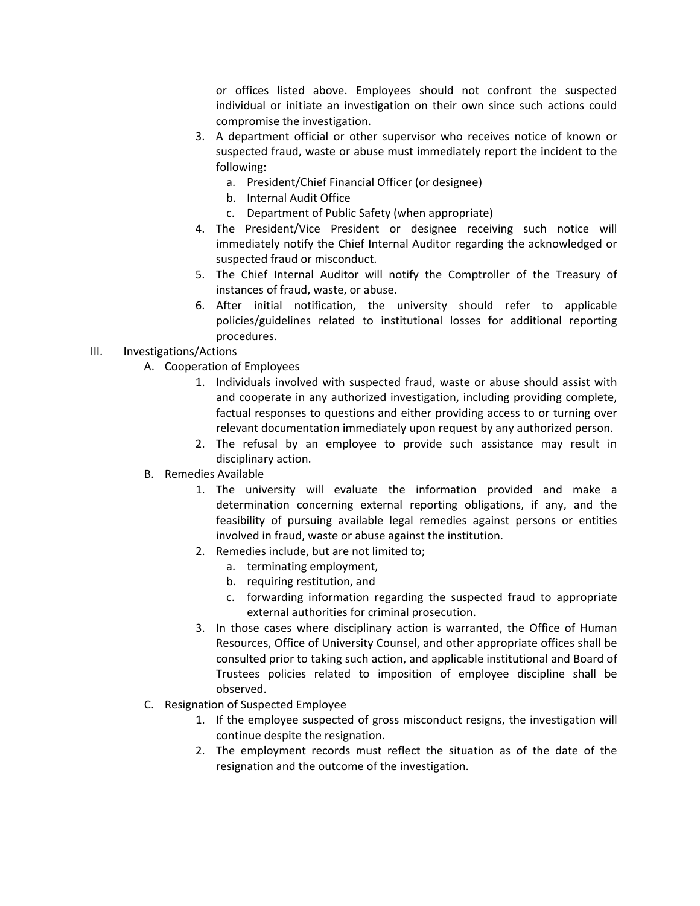or offices listed above. Employees should not confront the suspected individual or initiate an investigation on their own since such actions could compromise the investigation.

3. A department official or other supervisor who receives notice of known or suspected fraud, waste or abuse must immediately report the incident to the following:
   a. President/Chief Financial Officer (or designee)
   b. Internal Audit Office
   c. Department of Public Safety (when appropriate)
4. The President/Vice President or designee receiving such notice will immediately notify the Chief Internal Auditor regarding the acknowledged or suspected fraud or misconduct.
5. The Chief Internal Auditor will notify the Comptroller of the Treasury of instances of fraud, waste, or abuse.
6. After initial notification, the university should refer to applicable policies/guidelines related to institutional losses for additional reporting procedures.

III. Investigations/Actions

A. Cooperation of Employees
   1. Individuals involved with suspected fraud, waste or abuse should assist with and cooperate in any authorized investigation, including providing complete, factual responses to questions and either providing access to or turning over relevant documentation immediately upon request by any authorized person.
   2. The refusal by an employee to provide such assistance may result in disciplinary action.

B. Remedies Available
   1. The university will evaluate the information provided and make a determination concerning external reporting obligations, if any, and the feasibility of pursuing available legal remedies against persons or entities involved in fraud, waste or abuse against the institution.
   2. Remedies include, but are not limited to;
      a. terminating employment,
      b. requiring restitution, and
      c. forwarding information regarding the suspected fraud to appropriate external authorities for criminal prosecution.
   3. In those cases where disciplinary action is warranted, the Office of Human Resources, Office of University Counsel, and other appropriate offices shall be consulted prior to taking such action, and applicable institutional and Board of Trustees policies related to imposition of employee discipline shall be observed.

C. Resignation of Suspected Employee
   1. If the employee suspected of gross misconduct resigns, the investigation will continue despite the resignation.
   2. The employment records must reflect the situation as of the date of the resignation and the outcome of the investigation.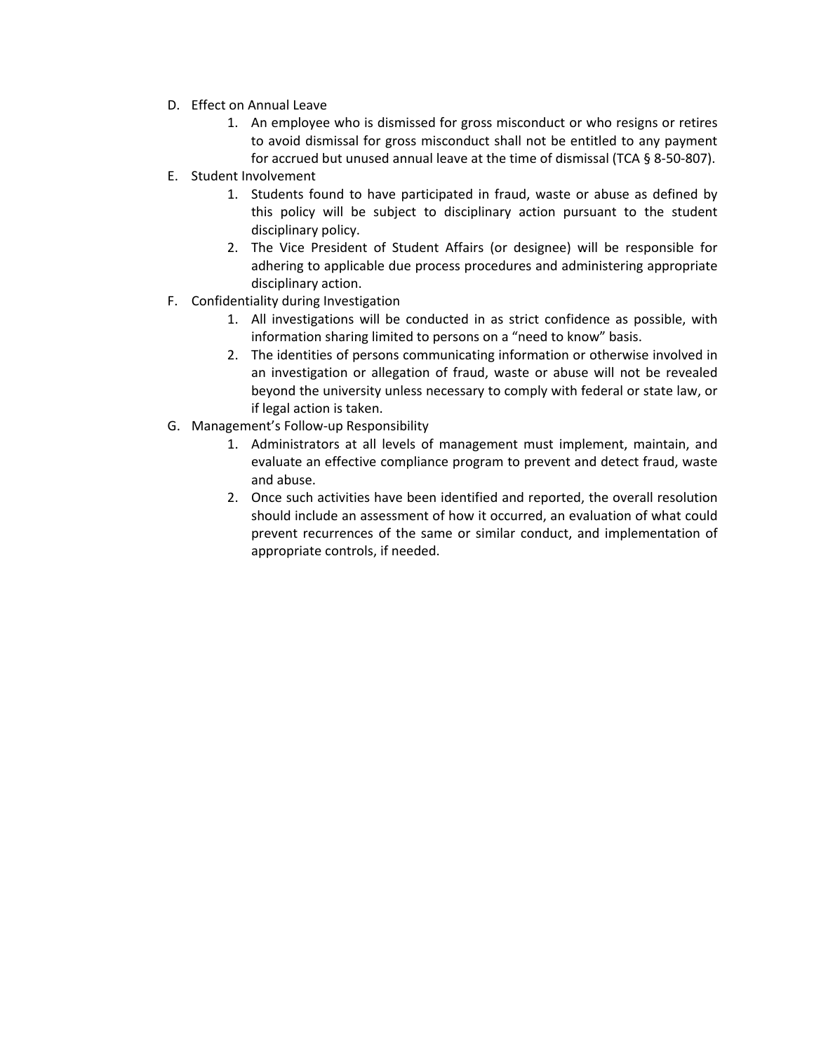D. Effect on Annual Leave

    1. An employee who is dismissed for gross misconduct or who resigns or retires to avoid dismissal for gross misconduct shall not be entitled to any payment for accrued but unused annual leave at the time of dismissal (TCA § 8-50-807).

E. Student Involvement

    1. Students found to have participated in fraud, waste or abuse as defined by this policy will be subject to disciplinary action pursuant to the student disciplinary policy.
    2. The Vice President of Student Affairs (or designee) will be responsible for adhering to applicable due process procedures and administering appropriate disciplinary action.

F. Confidentiality during Investigation

    1. All investigations will be conducted in as strict confidence as possible, with information sharing limited to persons on a "need to know" basis.
    2. The identities of persons communicating information or otherwise involved in an investigation or allegation of fraud, waste or abuse will not be revealed beyond the university unless necessary to comply with federal or state law, or if legal action is taken.

G. Management's Follow-up Responsibility

    1. Administrators at all levels of management must implement, maintain, and evaluate an effective compliance program to prevent and detect fraud, waste and abuse.
    2. Once such activities have been identified and reported, the overall resolution should include an assessment of how it occurred, an evaluation of what could prevent recurrences of the same or similar conduct, and implementation of appropriate controls, if needed.